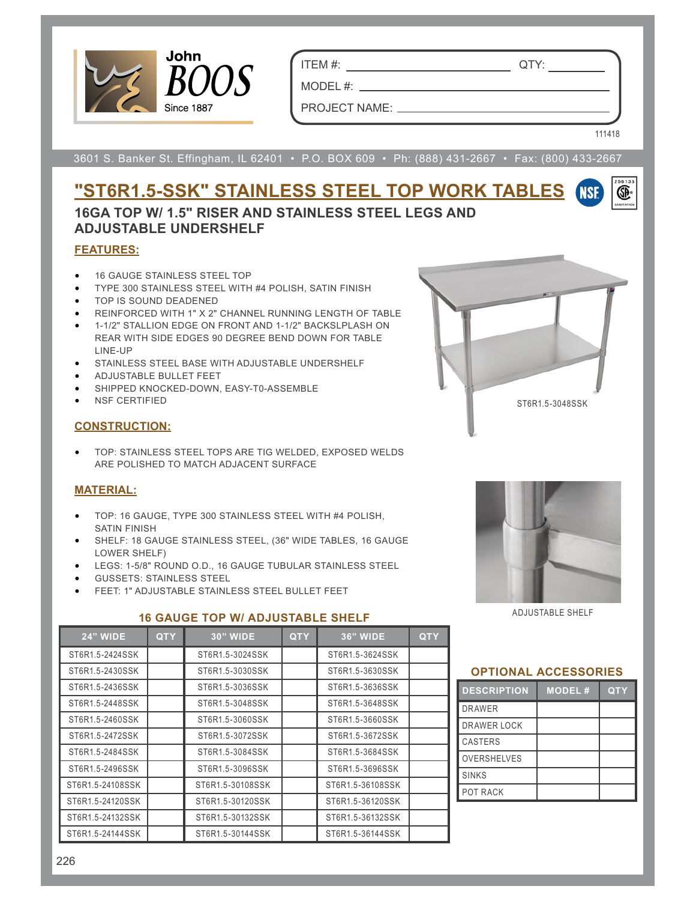John BOOS
Since 1887

ITEM #: ______________________ QTY: __________

MODEL #: ______________________________

PROJECT NAME: ______________________________

111418

3601 S. Banker St. Effingham, IL 62401 • P.O. BOX 609 • Ph: (888) 431-2667 • Fax: (800) 433-2667

# "ST6R1.5-SSK" STAINLESS STEEL TOP WORK TABLES

## 16GA TOP W/ 1.5" RISER AND STAINLESS STEEL LEGS AND ADJUSTABLE UNDERSHELF

### FEATURES:

- 16 GAUGE STAINLESS STEEL TOP
- TYPE 300 STAINLESS STEEL WITH #4 POLISH, SATIN FINISH
- TOP IS SOUND DEADENED
- REINFORCED WITH 1" X 2" CHANNEL RUNNING LENGTH OF TABLE
- 1-1/2" STALLION EDGE ON FRONT AND 1-1/2" BACKSLPLASH ON REAR WITH SIDE EDGES 90 DEGREE BEND DOWN FOR TABLE LINE-UP
- STAINLESS STEEL BASE WITH ADJUSTABLE UNDERSHELF
- ADJUSTABLE BULLET FEET
- SHIPPED KNOCKED-DOWN, EASY-T0-ASSEMBLE
- NSF CERTIFIED

ST6R1.5-3048SSK

### CONSTRUCTION:

- TOP: STAINLESS STEEL TOPS ARE TIG WELDED, EXPOSED WELDS ARE POLISHED TO MATCH ADJACENT SURFACE

### MATERIAL:

- TOP: 16 GAUGE, TYPE 300 STAINLESS STEEL WITH #4 POLISH, SATIN FINISH
- SHELF: 18 GAUGE STAINLESS STEEL, (36" WIDE TABLES, 16 GAUGE LOWER SHELF)
- LEGS: 1-5/8" ROUND O.D., 16 GAUGE TUBULAR STAINLESS STEEL
- GUSSETS: STAINLESS STEEL
- FEET: 1" ADJUSTABLE STAINLESS STEEL BULLET FEET

ADJUSTABLE SHELF

### 16 GAUGE TOP W/ ADJUSTABLE SHELF

| 24" WIDE | QTY | 30" WIDE | QTY | 36" WIDE | QTY |
|---|---|---|---|---|---|
| ST6R1.5-2424SSK | | ST6R1.5-3024SSK | | ST6R1.5-3624SSK | |
| ST6R1.5-2430SSK | | ST6R1.5-3030SSK | | ST6R1.5-3630SSK | |
| ST6R1.5-2436SSK | | ST6R1.5-3036SSK | | ST6R1.5-3636SSK | |
| ST6R1.5-2448SSK | | ST6R1.5-3048SSK | | ST6R1.5-3648SSK | |
| ST6R1.5-2460SSK | | ST6R1.5-3060SSK | | ST6R1.5-3660SSK | |
| ST6R1.5-2472SSK | | ST6R1.5-3072SSK | | ST6R1.5-3672SSK | |
| ST6R1.5-2484SSK | | ST6R1.5-3084SSK | | ST6R1.5-3684SSK | |
| ST6R1.5-2496SSK | | ST6R1.5-3096SSK | | ST6R1.5-3696SSK | |
| ST6R1.5-24108SSK | | ST6R1.5-30108SSK | | ST6R1.5-36108SSK | |
| ST6R1.5-24120SSK | | ST6R1.5-30120SSK | | ST6R1.5-36120SSK | |
| ST6R1.5-24132SSK | | ST6R1.5-30132SSK | | ST6R1.5-36132SSK | |
| ST6R1.5-24144SSK | | ST6R1.5-30144SSK | | ST6R1.5-36144SSK | |

### OPTIONAL ACCESSORIES

| DESCRIPTION | MODEL # | QTY |
|---|---|---|
| DRAWER | | |
| DRAWER LOCK | | |
| CASTERS | | |
| OVERSHELVES | | |
| SINKS | | |
| POT RACK | | |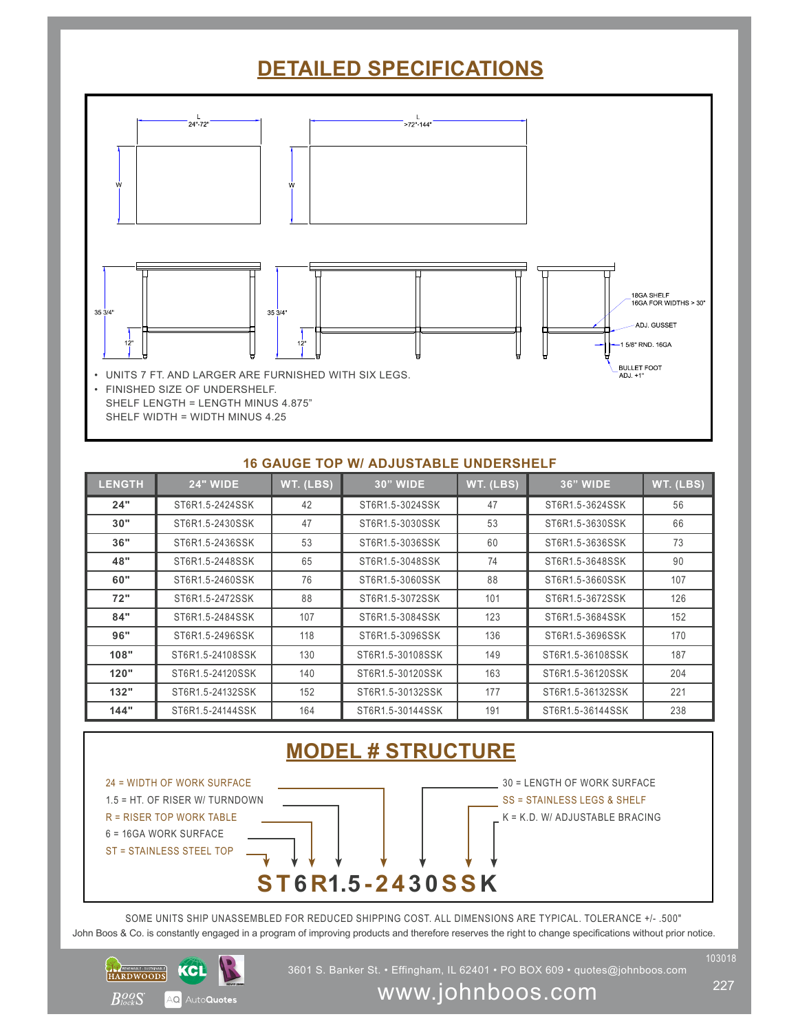## DETAILED SPECIFICATIONS

L
24"-72"

L
>72"-144"

W

35 3/4"

12"

18GA SHELF
16GA FOR WIDTHS > 30"

ADJ. GUSSET

1 5/8" RND. 16GA

BULLET FOOT
ADJ. +1"

- UNITS 7 FT. AND LARGER ARE FURNISHED WITH SIX LEGS.
- FINISHED SIZE OF UNDERSHELF.
  SHELF LENGTH = LENGTH MINUS 4.875"
  SHELF WIDTH = WIDTH MINUS 4.25

### 16 GAUGE TOP W/ ADJUSTABLE UNDERSHELF

| LENGTH | 24" WIDE | WT. (LBS) | 30" WIDE | WT. (LBS) | 36" WIDE | WT. (LBS) |
|---|---|---|---|---|---|---|
| 24" | ST6R1.5-2424SSK | 42 | ST6R1.5-3024SSK | 47 | ST6R1.5-3624SSK | 56 |
| 30" | ST6R1.5-2430SSK | 47 | ST6R1.5-3030SSK | 53 | ST6R1.5-3630SSK | 66 |
| 36" | ST6R1.5-2436SSK | 53 | ST6R1.5-3036SSK | 60 | ST6R1.5-3636SSK | 73 |
| 48" | ST6R1.5-2448SSK | 65 | ST6R1.5-3048SSK | 74 | ST6R1.5-3648SSK | 90 |
| 60" | ST6R1.5-2460SSK | 76 | ST6R1.5-3060SSK | 88 | ST6R1.5-3660SSK | 107 |
| 72" | ST6R1.5-2472SSK | 88 | ST6R1.5-3072SSK | 101 | ST6R1.5-3672SSK | 126 |
| 84" | ST6R1.5-2484SSK | 107 | ST6R1.5-3084SSK | 123 | ST6R1.5-3684SSK | 152 |
| 96" | ST6R1.5-2496SSK | 118 | ST6R1.5-3096SSK | 136 | ST6R1.5-3696SSK | 170 |
| 108" | ST6R1.5-24108SSK | 130 | ST6R1.5-30108SSK | 149 | ST6R1.5-36108SSK | 187 |
| 120" | ST6R1.5-24120SSK | 140 | ST6R1.5-30120SSK | 163 | ST6R1.5-36120SSK | 204 |
| 132" | ST6R1.5-24132SSK | 152 | ST6R1.5-30132SSK | 177 | ST6R1.5-36132SSK | 221 |
| 144" | ST6R1.5-24144SSK | 164 | ST6R1.5-30144SSK | 191 | ST6R1.5-36144SSK | 238 |

## MODEL # STRUCTURE

24 = WIDTH OF WORK SURFACE
1.5 = HT. OF RISER W/ TURNDOWN
R = RISER TOP WORK TABLE
6 = 16GA WORK SURFACE
ST = STAINLESS STEEL TOP

30 = LENGTH OF WORK SURFACE
SS = STAINLESS LEGS & SHELF
K = K.D. W/ ADJUSTABLE BRACING

**ST6R1.5-2430SSK**

SOME UNITS SHIP UNASSEMBLED FOR REDUCED SHIPPING COST. ALL DIMENSIONS ARE TYPICAL. TOLERANCE +/- .500"

John Boos & Co. is constantly engaged in a program of improving products and therefore reserves the right to change specifications without prior notice.

3601 S. Banker St. • Effingham, IL 62401 • PO BOX 609 • quotes@johnboos.com

www.johnboos.com

103018